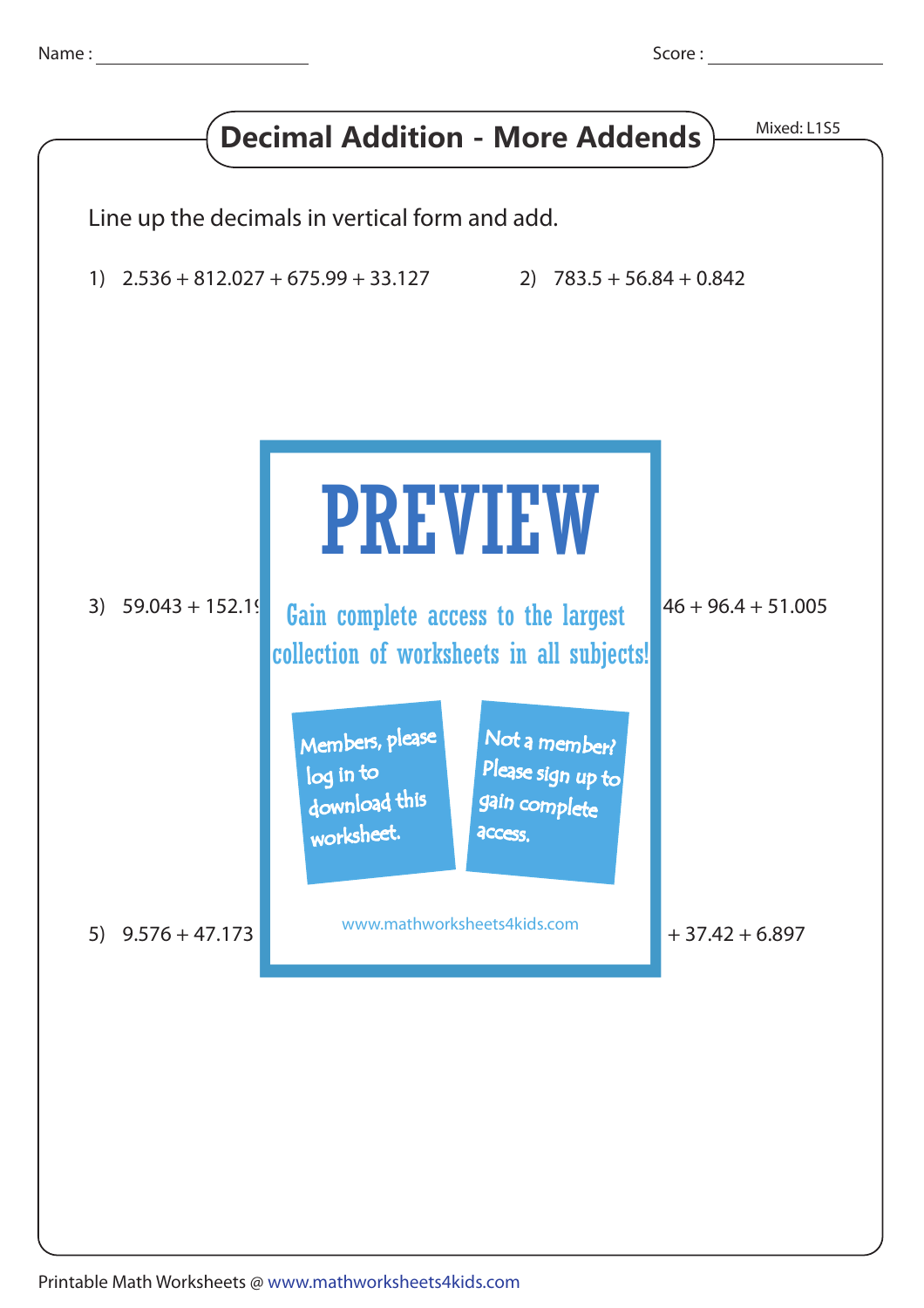Name : ____________________ Score : ____________________

# Decimal Addition - More Addends

Mixed: L1S5

Line up the decimals in vertical form and add.

1) 2.536 + 812.027 + 675.99 + 33.127

2) 783.5 + 56.84 + 0.842

3) 59.043 + 152.1

46 + 96.4 + 51.005

5) 9.576 + 47.173

+ 37.42 + 6.897

PREVIEW

Gain complete access to the largest collection of worksheets in all subjects!

Members, please log in to download this worksheet.

Not a member? Please sign up to gain complete access.

www.mathworksheets4kids.com

Printable Math Worksheets @ www.mathworksheets4kids.com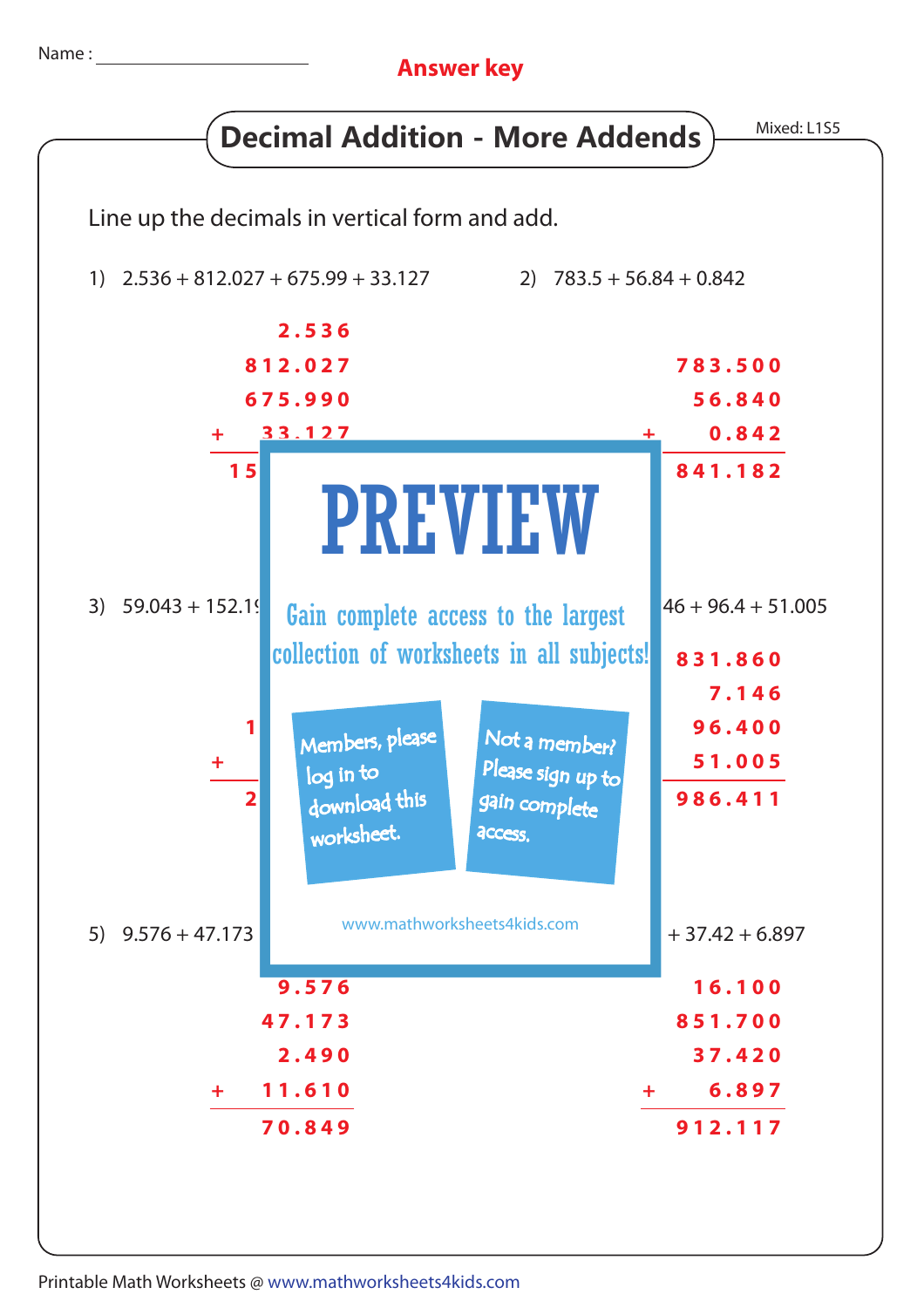Name :

**Answer key**

# Decimal Addition - More Addends

Mixed: L1S5

Line up the decimals in vertical form and add.

1) 2.536 + 812.027 + 675.99 + 33.127

```
    2.536
  812.027
  675.990
+  33.127
  15
```

2) 783.5 + 56.84 + 0.842

```
  783.500
   56.840
+   0.842
  841.182
```

3) 59.043 + 152.1

```
  1
+
  2
```

4) 46 + 96.4 + 51.005

```
  831.860
    7.146
   96.400
   51.005
  986.411
```

PREVIEW

Gain complete access to the largest collection of worksheets in all subjects!

Members, please log in to download this worksheet.

Not a member? Please sign up to gain complete access.

www.mathworksheets4kids.com

5) 9.576 + 47.173

```
    9.576
   47.173
    2.490
+  11.610
   70.849
```

6) + 37.42 + 6.897

```
   16.100
  851.700
   37.420
+   6.897
  912.117
```

Printable Math Worksheets @ www.mathworksheets4kids.com